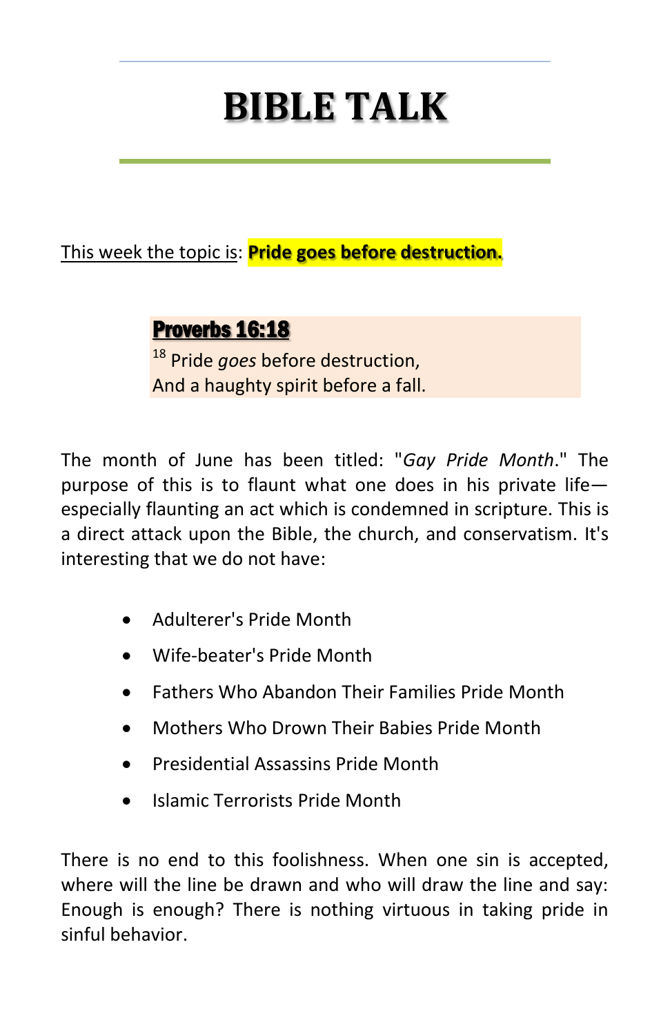# BIBLE TALK

This week the topic is: **Pride goes before destruction.**

> **Proverbs 16:18**
>
> [18] Pride *goes* before destruction,
> And a haughty spirit before a fall.

The month of June has been titled: "*Gay Pride Month*." The purpose of this is to flaunt what one does in his private life—especially flaunting an act which is condemned in scripture. This is a direct attack upon the Bible, the church, and conservatism. It's interesting that we do not have:

- Adulterer's Pride Month
- Wife-beater's Pride Month
- Fathers Who Abandon Their Families Pride Month
- Mothers Who Drown Their Babies Pride Month
- Presidential Assassins Pride Month
- Islamic Terrorists Pride Month

There is no end to this foolishness. When one sin is accepted, where will the line be drawn and who will draw the line and say: Enough is enough? There is nothing virtuous in taking pride in sinful behavior.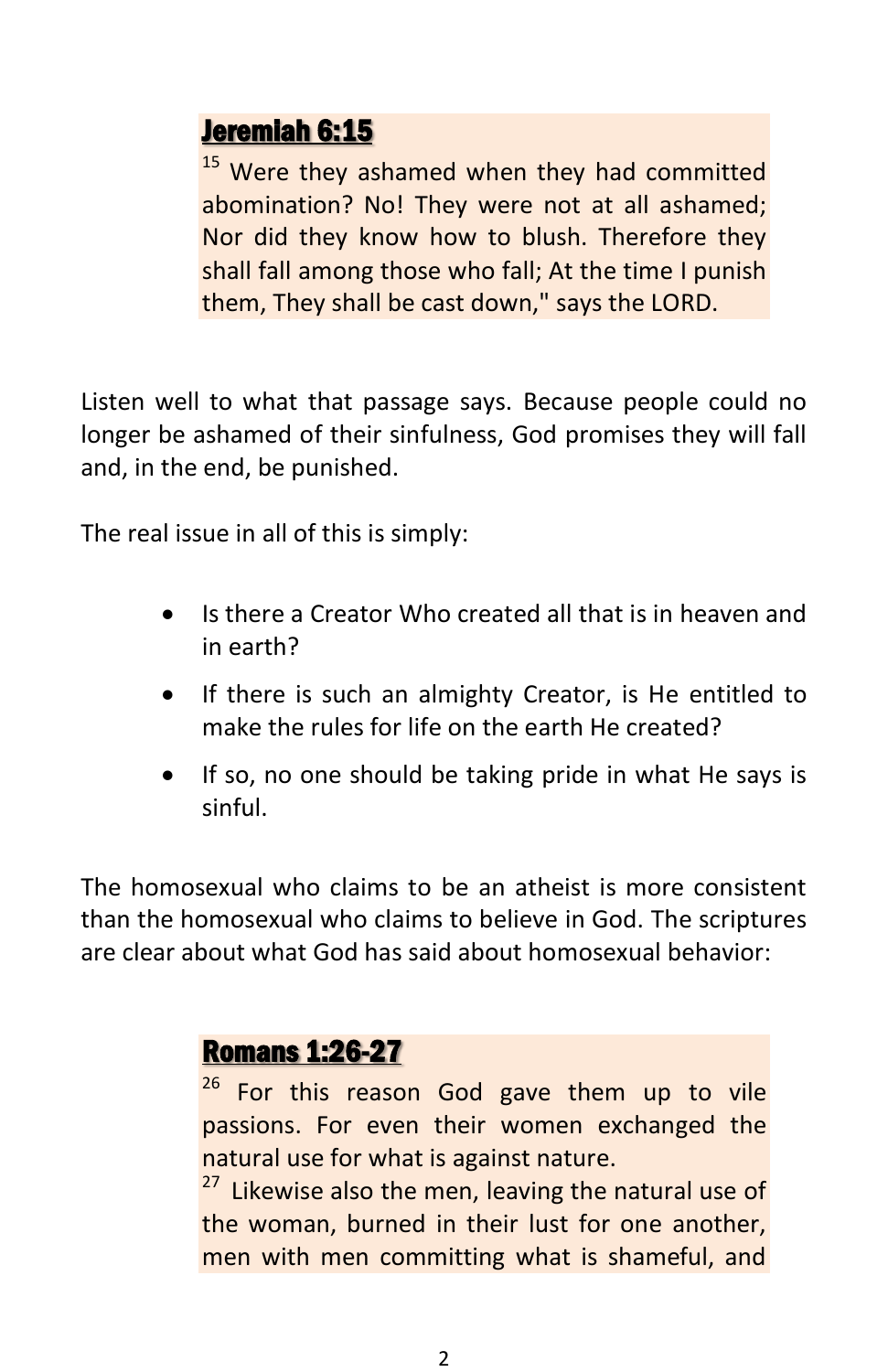### Jeremiah 6:15

[15] Were they ashamed when they had committed abomination? No! They were not at all ashamed; Nor did they know how to blush. Therefore they shall fall among those who fall; At the time I punish them, They shall be cast down," says the LORD.

Listen well to what that passage says. Because people could no longer be ashamed of their sinfulness, God promises they will fall and, in the end, be punished.

The real issue in all of this is simply:

- Is there a Creator Who created all that is in heaven and in earth?
- If there is such an almighty Creator, is He entitled to make the rules for life on the earth He created?
- If so, no one should be taking pride in what He says is sinful.

The homosexual who claims to be an atheist is more consistent than the homosexual who claims to believe in God. The scriptures are clear about what God has said about homosexual behavior:

### Romans 1:26-27

[26] For this reason God gave them up to vile passions. For even their women exchanged the natural use for what is against nature.
[27] Likewise also the men, leaving the natural use of the woman, burned in their lust for one another, men with men committing what is shameful, and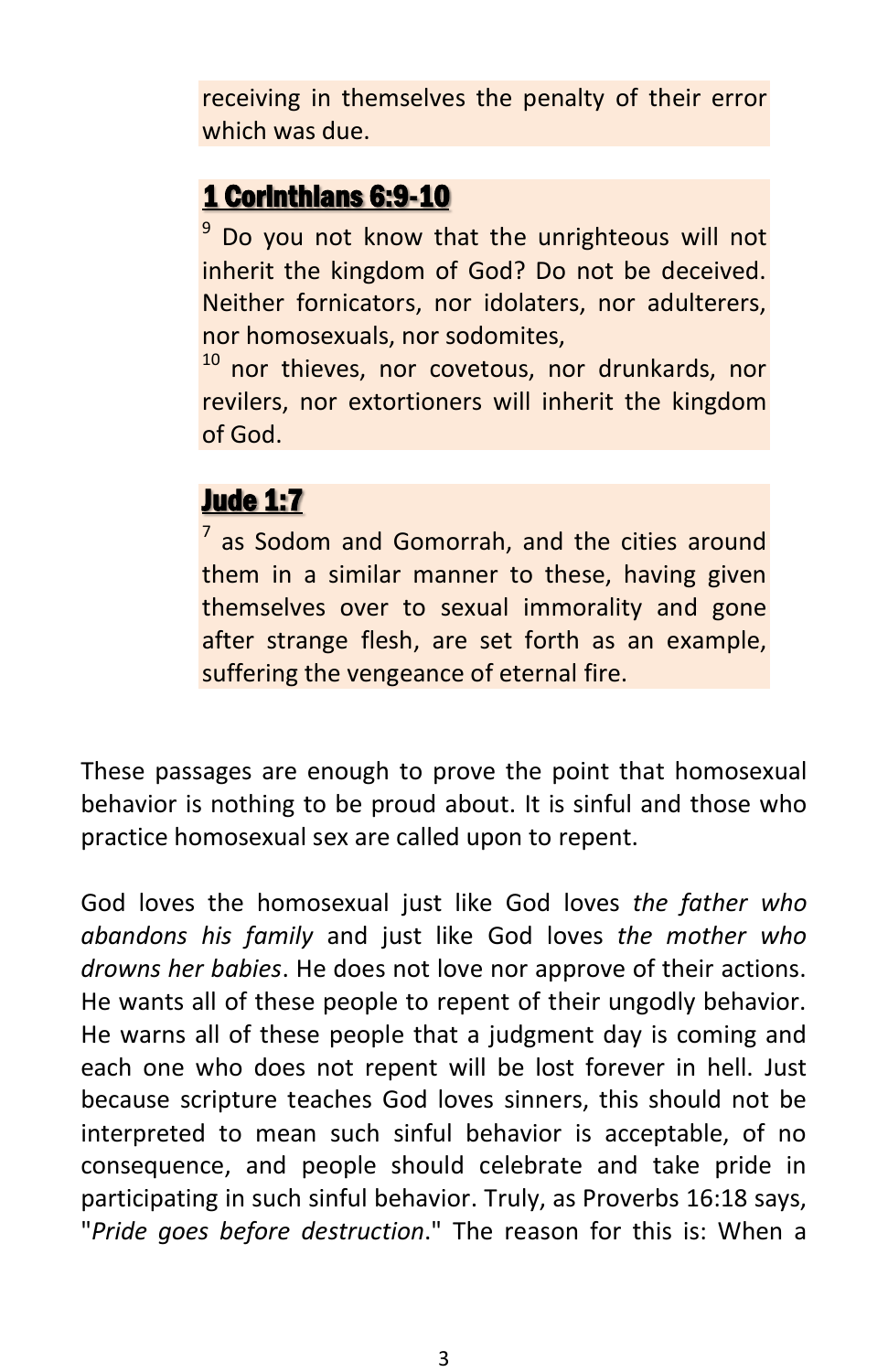receiving in themselves the penalty of their error which was due.

**1 Corinthians 6:9-10**

[9] Do you not know that the unrighteous will not inherit the kingdom of God? Do not be deceived. Neither fornicators, nor idolaters, nor adulterers, nor homosexuals, nor sodomites,
[10] nor thieves, nor covetous, nor drunkards, nor revilers, nor extortioners will inherit the kingdom of God.

**Jude 1:7**

[7] as Sodom and Gomorrah, and the cities around them in a similar manner to these, having given themselves over to sexual immorality and gone after strange flesh, are set forth as an example, suffering the vengeance of eternal fire.

These passages are enough to prove the point that homosexual behavior is nothing to be proud about. It is sinful and those who practice homosexual sex are called upon to repent.

God loves the homosexual just like God loves *the father who abandons his family* and just like God loves *the mother who drowns her babies*. He does not love nor approve of their actions. He wants all of these people to repent of their ungodly behavior. He warns all of these people that a judgment day is coming and each one who does not repent will be lost forever in hell. Just because scripture teaches God loves sinners, this should not be interpreted to mean such sinful behavior is acceptable, of no consequence, and people should celebrate and take pride in participating in such sinful behavior. Truly, as Proverbs 16:18 says, "*Pride goes before destruction*." The reason for this is: When a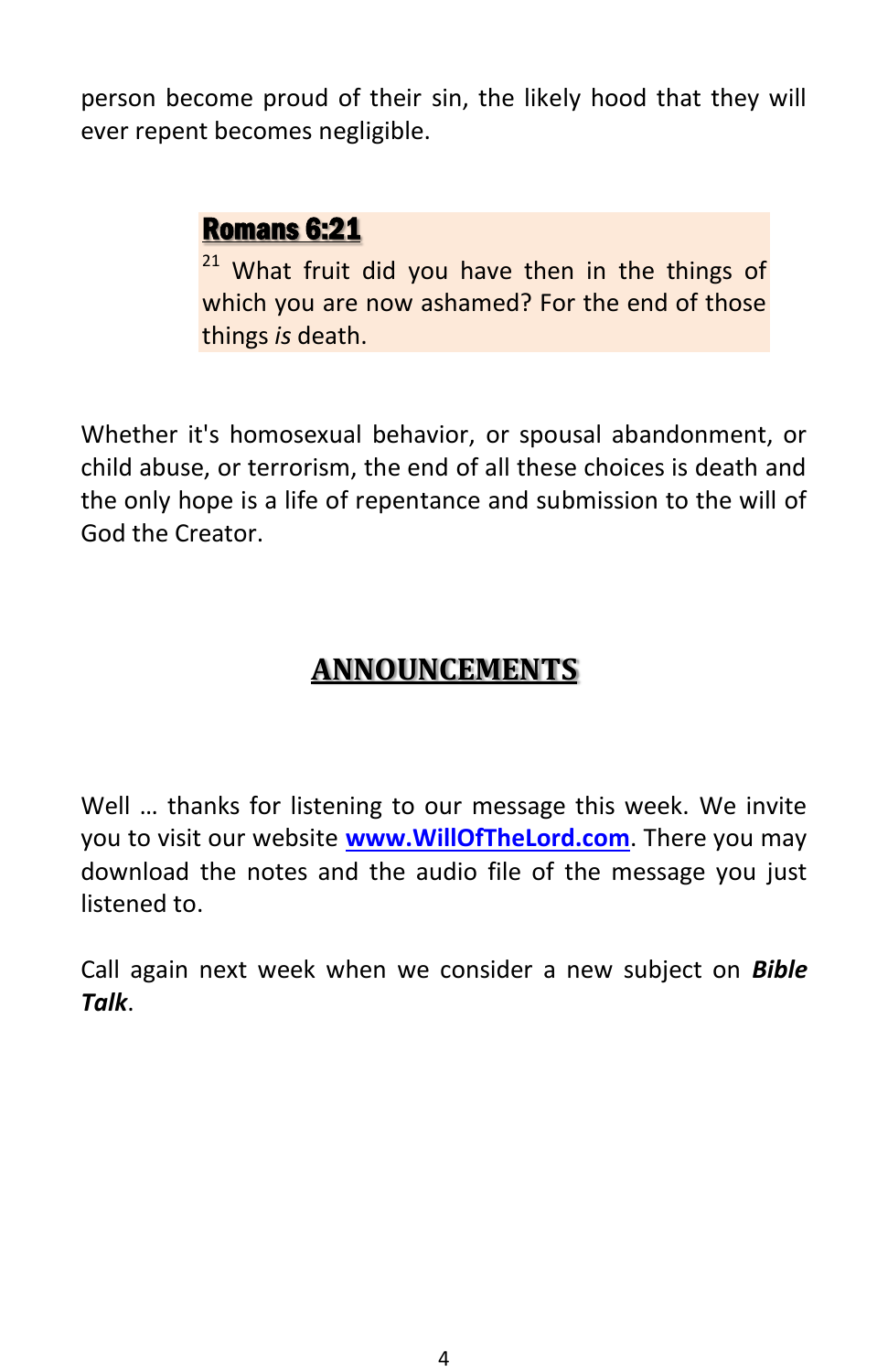person become proud of their sin, the likely hood that they will ever repent becomes negligible.

> **Romans 6:21**
> [21] What fruit did you have then in the things of which you are now ashamed? For the end of those things *is* death.

Whether it's homosexual behavior, or spousal abandonment, or child abuse, or terrorism, the end of all these choices is death and the only hope is a life of repentance and submission to the will of God the Creator.

## ANNOUNCEMENTS

Well … thanks for listening to our message this week. We invite you to visit our website **www.WillOfTheLord.com**. There you may download the notes and the audio file of the message you just listened to.

Call again next week when we consider a new subject on ***Bible Talk***.